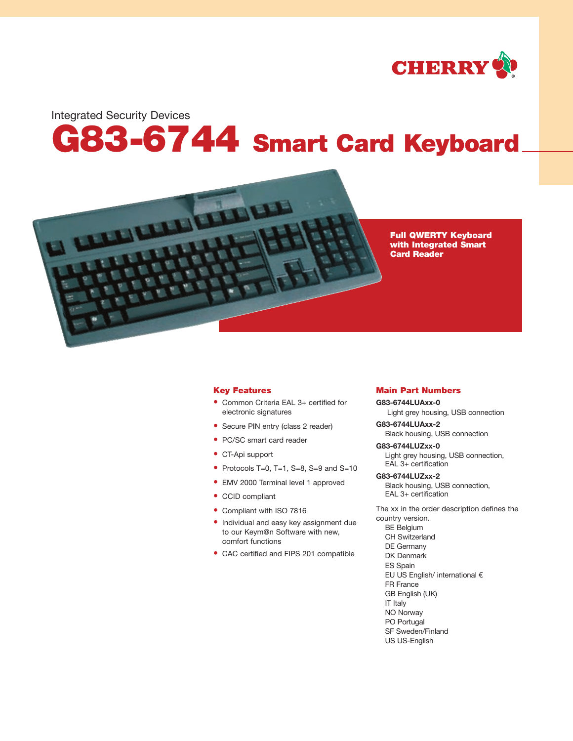CHERRY

Integrated Security Devices

# G83-6744 Smart Card Keyboard

**Full QWERTY Keyboard with Integrated Smart Card Reader**

## Key Features

- Common Criteria EAL 3+ certified for electronic signatures
- Secure PIN entry (class 2 reader)
- PC/SC smart card reader
- CT-Api support
- Protocols T=0, T=1, S=8, S=9 and S=10
- EMV 2000 Terminal level 1 approved
- CCID compliant
- Compliant with ISO 7816
- Individual and easy key assignment due to our Keym@n Software with new, comfort functions
- CAC certified and FIPS 201 compatible

## Main Part Numbers

**G83-6744LUAxx-0**
Light grey housing, USB connection

**G83-6744LUAxx-2**
Black housing, USB connection

**G83-6744LUZxx-0**
Light grey housing, USB connection, EAL 3+ certification

**G83-6744LUZxx-2**
Black housing, USB connection, EAL 3+ certification

The xx in the order description defines the country version.

BE Belgium
CH Switzerland
DE Germany
DK Denmark
ES Spain
EU US English/ international €
FR France
GB English (UK)
IT Italy
NO Norway
PO Portugal
SF Sweden/Finland
US US-English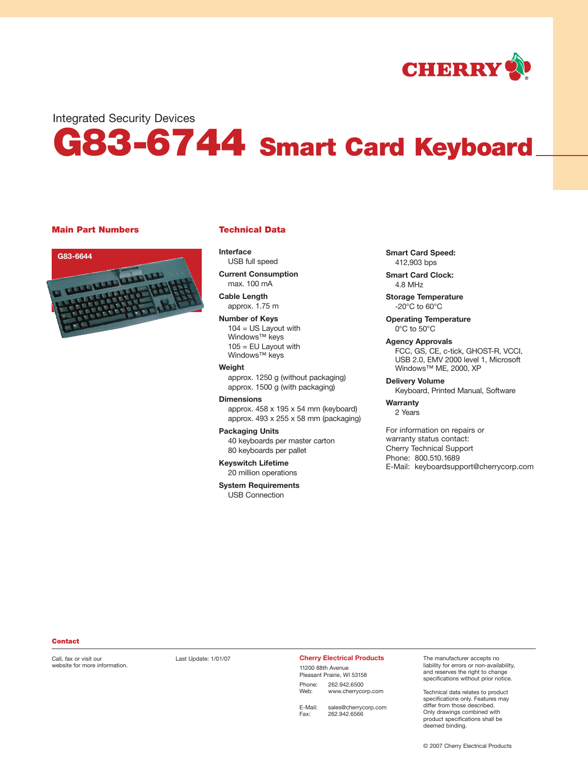Integrated Security Devices

# G83-6744 Smart Card Keyboard

## Main Part Numbers

G83-6644

## Technical Data

**Interface**
USB full speed

**Current Consumption**
max. 100 mA

**Cable Length**
approx. 1.75 m

**Number of Keys**
104 = US Layout with Windows™ keys
105 = EU Layout with Windows™ keys

**Weight**
approx. 1250 g (without packaging)
approx. 1500 g (with packaging)

**Dimensions**
approx. 458 x 195 x 54 mm (keyboard)
approx. 493 x 255 x 58 mm (packaging)

**Packaging Units**
40 keyboards per master carton
80 keyboards per pallet

**Keyswitch Lifetime**
20 million operations

**System Requirements**
USB Connection

**Smart Card Speed:**
412,903 bps

**Smart Card Clock:**
4.8 MHz

**Storage Temperature**
-20°C to 60°C

**Operating Temperature**
0°C to 50°C

**Agency Approvals**
FCC, GS, CE, c-tick, GHOST-R, VCCI, USB 2.0, EMV 2000 level 1, Microsoft Windows™ ME, 2000, XP

**Delivery Volume**
Keyboard, Printed Manual, Software

**Warranty**
2 Years

For information on repairs or warranty status contact:
Cherry Technical Support
Phone: 800.510.1689
E-Mail: keyboardsupport@cherrycorp.com

**Contact**

Call, fax or visit our website for more information.

Last Update: 1/01/07

**Cherry Electrical Products**
11200 88th Avenue
Pleasant Prairie, WI 53158

Phone: 262.942.6500
Web: www.cherrycorp.com

E-Mail: sales@cherrycorp.com
Fax: 262.942.6566

The manufacturer accepts no liability for errors or non-availability, and reserves the right to change specifications without prior notice.

Technical data relates to product specifications only. Features may differ from those described. Only drawings combined with product specifications shall be deemed binding.

© 2007 Cherry Electrical Products